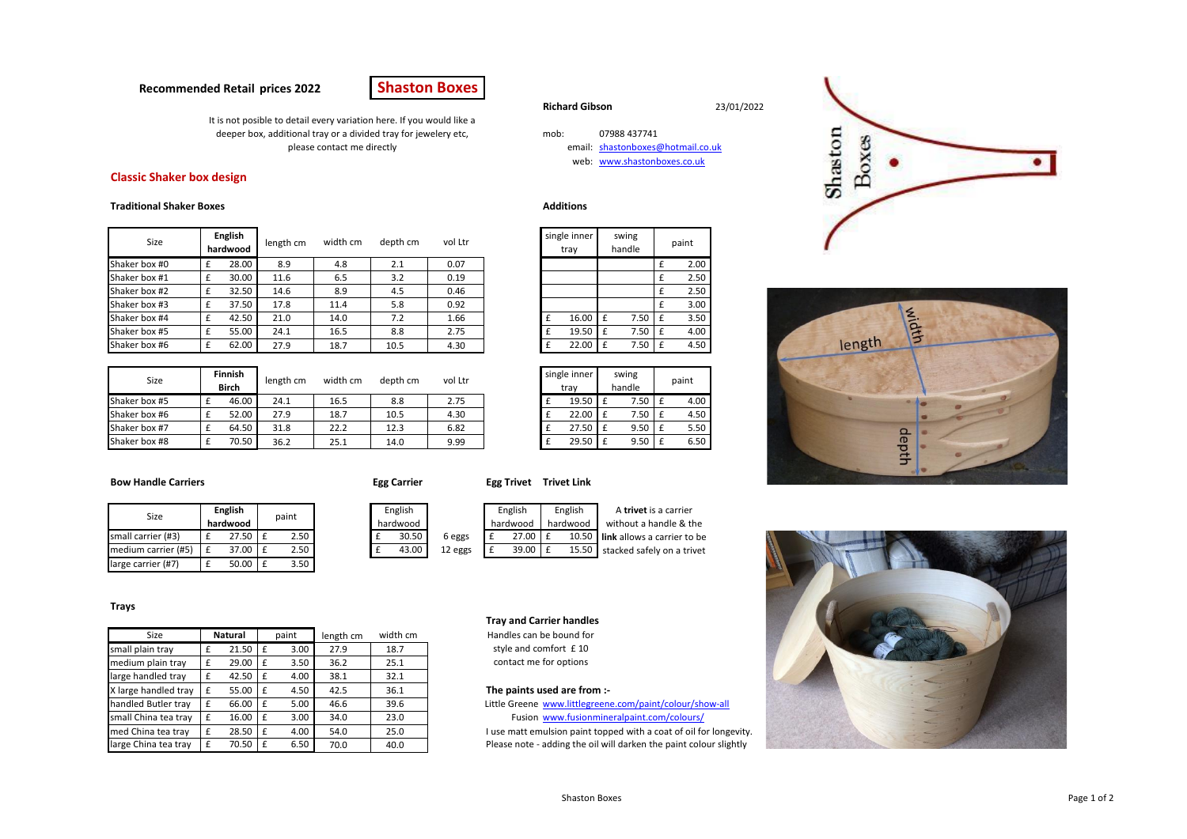**Recommended Retail prices 2022**

**Shaston Boxes**

It is not posible to detail every variation here. If you would like a deeper box, additional tray or a divided tray for jewelery etc, please contact me directly

**Richard Gibson** 23/01/2022

mob: 07988 437741
email: shastonboxes@hotmail.co.uk
web: www.shastonboxes.co.uk

## Classic Shaker box design

### Traditional Shaker Boxes

| Size | English hardwood | length cm | width cm | depth cm | vol Ltr |
|---|---|---|---|---|---|
| Shaker box #0 | £ 28.00 | 8.9 | 4.8 | 2.1 | 0.07 |
| Shaker box #1 | £ 30.00 | 11.6 | 6.5 | 3.2 | 0.19 |
| Shaker box #2 | £ 32.50 | 14.6 | 8.9 | 4.5 | 0.46 |
| Shaker box #3 | £ 37.50 | 17.8 | 11.4 | 5.8 | 0.92 |
| Shaker box #4 | £ 42.50 | 21.0 | 14.0 | 7.2 | 1.66 |
| Shaker box #5 | £ 55.00 | 24.1 | 16.5 | 8.8 | 2.75 |
| Shaker box #6 | £ 62.00 | 27.9 | 18.7 | 10.5 | 4.30 |

### Additions

| single inner tray | swing handle | paint |
|---|---|---|
| | | £ 2.00 |
| | | £ 2.50 |
| | | £ 2.50 |
| | | £ 3.00 |
| £ 16.00 | £ 7.50 | £ 3.50 |
| £ 19.50 | £ 7.50 | £ 4.00 |
| £ 22.00 | £ 7.50 | £ 4.50 |

| Size | Finnish Birch | length cm | width cm | depth cm | vol Ltr |
|---|---|---|---|---|---|
| Shaker box #5 | £ 46.00 | 24.1 | 16.5 | 8.8 | 2.75 |
| Shaker box #6 | £ 52.00 | 27.9 | 18.7 | 10.5 | 4.30 |
| Shaker box #7 | £ 64.50 | 31.8 | 22.2 | 12.3 | 6.82 |
| Shaker box #8 | £ 70.50 | 36.2 | 25.1 | 14.0 | 9.99 |

| single inner tray | swing handle | paint |
|---|---|---|
| £ 19.50 | £ 7.50 | £ 4.00 |
| £ 22.00 | £ 7.50 | £ 4.50 |
| £ 27.50 | £ 9.50 | £ 5.50 |
| £ 29.50 | £ 9.50 | £ 6.50 |

### Bow Handle Carriers

| Size | English hardwood | paint |
|---|---|---|
| small carrier (#3) | £ 27.50 | £ 2.50 |
| medium carrier (#5) | £ 37.00 | £ 2.50 |
| large carrier (#7) | £ 50.00 | £ 3.50 |

### Egg Carrier

| English hardwood | |
|---|---|
| £ 30.50 | 6 eggs |
| £ 43.00 | 12 eggs |

### Egg Trivet / Trivet Link

| Egg Trivet English hardwood | Trivet Link English hardwood |
|---|---|
| £ 27.00 | £ 10.50 |
| £ 39.00 | £ 15.50 |

A **trivet** is a carrier without a handle & the **link** allows a carrier to be stacked safely on a trivet

### Trays

| Size | Natural | paint | length cm | width cm |
|---|---|---|---|---|
| small plain tray | £ 21.50 | £ 3.00 | 27.9 | 18.7 |
| medium plain tray | £ 29.00 | £ 3.50 | 36.2 | 25.1 |
| large handled tray | £ 42.50 | £ 4.00 | 38.1 | 32.1 |
| X large handled tray | £ 55.00 | £ 4.50 | 42.5 | 36.1 |
| handled Butler tray | £ 66.00 | £ 5.00 | 46.6 | 39.6 |
| small China tea tray | £ 16.00 | £ 3.00 | 34.0 | 23.0 |
| med China tea tray | £ 28.50 | £ 4.00 | 54.0 | 25.0 |
| large China tea tray | £ 70.50 | £ 6.50 | 70.0 | 40.0 |

### Tray and Carrier handles

Handles can be bound for style and comfort £ 10
contact me for options

### The paints used are from :-

Little Greene www.littlegreene.com/paint/colour/show-all
Fusion www.fusionmineralpaint.com/colours/

I use matt emulsion paint topped with a coat of oil for longevity.
Please note - adding the oil will darken the paint colour slightly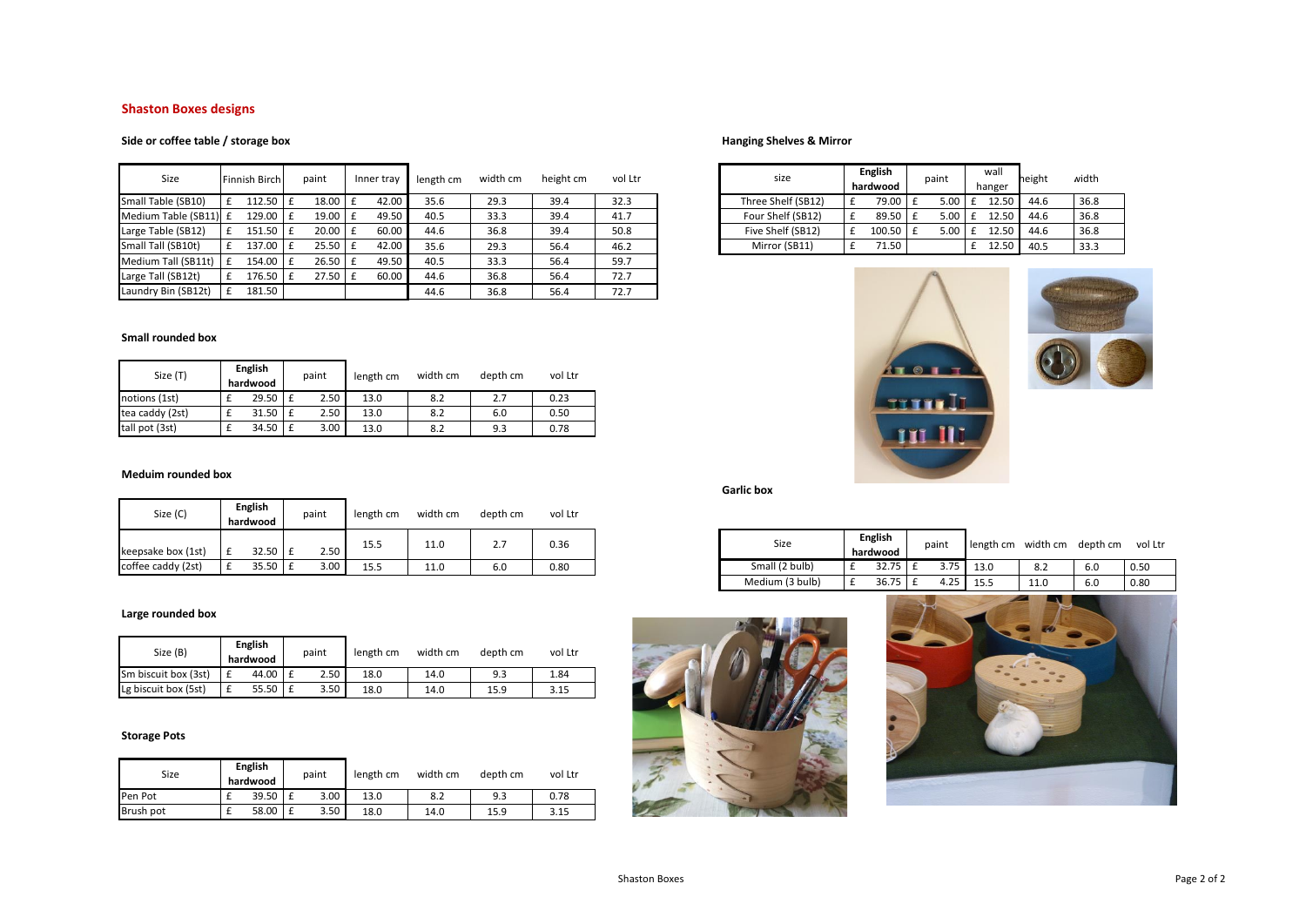## Shaston Boxes designs

### Side or coffee table / storage box

| Size | Finnish Birch | paint | Inner tray | length cm | width cm | height cm | vol Ltr |
|---|---|---|---|---|---|---|---|
| Small Table (SB10) | £ 112.50 | £ 18.00 | £ 42.00 | 35.6 | 29.3 | 39.4 | 32.3 |
| Medium Table (SB11) | £ 129.00 | £ 19.00 | £ 49.50 | 40.5 | 33.3 | 39.4 | 41.7 |
| Large Table (SB12) | £ 151.50 | £ 20.00 | £ 60.00 | 44.6 | 36.8 | 39.4 | 50.8 |
| Small Tall (SB10t) | £ 137.00 | £ 25.50 | £ 42.00 | 35.6 | 29.3 | 56.4 | 46.2 |
| Medium Tall (SB11t) | £ 154.00 | £ 26.50 | £ 49.50 | 40.5 | 33.3 | 56.4 | 59.7 |
| Large Tall (SB12t) | £ 176.50 | £ 27.50 | £ 60.00 | 44.6 | 36.8 | 56.4 | 72.7 |
| Laundry Bin (SB12t) | £ 181.50 | | | 44.6 | 36.8 | 56.4 | 72.7 |

### Small rounded box

| Size (T) | English hardwood | paint | length cm | width cm | depth cm | vol Ltr |
|---|---|---|---|---|---|---|
| notions (1st) | £ 29.50 | £ 2.50 | 13.0 | 8.2 | 2.7 | 0.23 |
| tea caddy (2st) | £ 31.50 | £ 2.50 | 13.0 | 8.2 | 6.0 | 0.50 |
| tall pot (3st) | £ 34.50 | £ 3.00 | 13.0 | 8.2 | 9.3 | 0.78 |

### Meduim rounded box

| Size (C) | English hardwood | paint | length cm | width cm | depth cm | vol Ltr |
|---|---|---|---|---|---|---|
| keepsake box (1st) | £ 32.50 | £ 2.50 | 15.5 | 11.0 | 2.7 | 0.36 |
| coffee caddy (2st) | £ 35.50 | £ 3.00 | 15.5 | 11.0 | 6.0 | 0.80 |

### Large rounded box

| Size (B) | English hardwood | paint | length cm | width cm | depth cm | vol Ltr |
|---|---|---|---|---|---|---|
| Sm biscuit box (3st) | £ 44.00 | £ 2.50 | 18.0 | 14.0 | 9.3 | 1.84 |
| Lg biscuit box (5st) | £ 55.50 | £ 3.50 | 18.0 | 14.0 | 15.9 | 3.15 |

### Storage Pots

| Size | English hardwood | paint | length cm | width cm | depth cm | vol Ltr |
|---|---|---|---|---|---|---|
| Pen Pot | £ 39.50 | £ 3.00 | 13.0 | 8.2 | 9.3 | 0.78 |
| Brush pot | £ 58.00 | £ 3.50 | 18.0 | 14.0 | 15.9 | 3.15 |

### Hanging Shelves & Mirror

| size | English hardwood | paint | wall hanger | height | width |
|---|---|---|---|---|---|
| Three Shelf (SB12) | £ 79.00 | £ 5.00 | £ 12.50 | 44.6 | 36.8 |
| Four Shelf (SB12) | £ 89.50 | £ 5.00 | £ 12.50 | 44.6 | 36.8 |
| Five Shelf (SB12) | £ 100.50 | £ 5.00 | £ 12.50 | 44.6 | 36.8 |
| Mirror (SB11) | £ 71.50 | | £ 12.50 | 40.5 | 33.3 |

### Garlic box

| Size | English hardwood | paint | length cm | width cm | depth cm | vol Ltr |
|---|---|---|---|---|---|---|
| Small (2 bulb) | £ 32.75 | £ 3.75 | 13.0 | 8.2 | 6.0 | 0.50 |
| Medium (3 bulb) | £ 36.75 | £ 4.25 | 15.5 | 11.0 | 6.0 | 0.80 |